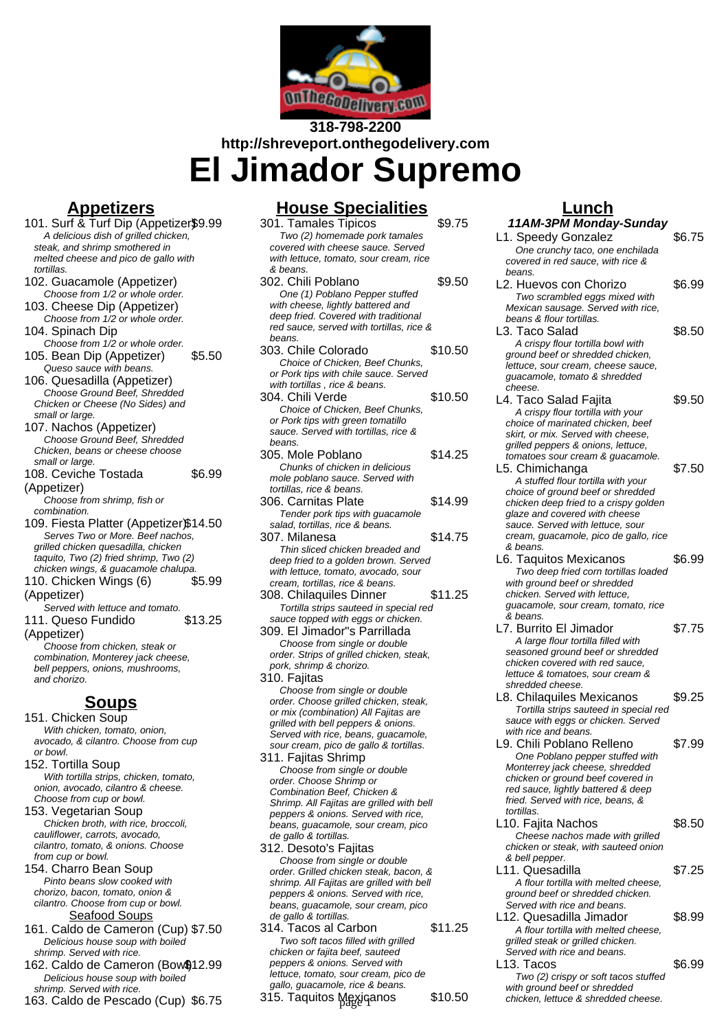318-798-2200
http://shreveport.onthegodelivery.com

# El Jimador Supremo

## Appetizers

101. Surf & Turf Dip (Appetizer) $9.99
*A delicious dish of grilled chicken, steak, and shrimp smothered in melted cheese and pico de gallo with tortillas.*

102. Guacamole (Appetizer)
*Choose from 1/2 or whole order.*

103. Cheese Dip (Appetizer)
*Choose from 1/2 or whole order.*

104. Spinach Dip
*Choose from 1/2 or whole order.*

105. Bean Dip (Appetizer) $5.50
*Queso sauce with beans.*

106. Quesadilla (Appetizer)
*Choose Ground Beef, Shredded Chicken or Cheese (No Sides) and small or large.*

107. Nachos (Appetizer)
*Choose Ground Beef, Shredded Chicken, beans or cheese choose small or large.*

108. Ceviche Tostada (Appetizer) $6.99
*Choose from shrimp, fish or combination.*

109. Fiesta Platter (Appetizer) $14.50
*Serves Two or More. Beef nachos, grilled chicken quesadilla, chicken taquito, Two (2) fried shrimp, Two (2) chicken wings, & guacamole chalupa.*

110. Chicken Wings (6) (Appetizer) $5.99
*Served with lettuce and tomato.*

111. Queso Fundido (Appetizer) $13.25
*Choose from chicken, steak or combination, Monterey jack cheese, bell peppers, onions, mushrooms, and chorizo.*

## Soups

151. Chicken Soup
*With chicken, tomato, onion, avocado, & cilantro. Choose from cup or bowl.*

152. Tortilla Soup
*With tortilla strips, chicken, tomato, onion, avocado, cilantro & cheese. Choose from cup or bowl.*

153. Vegetarian Soup
*Chicken broth, with rice, broccoli, cauliflower, carrots, avocado, cilantro, tomato, & onions. Choose from cup or bowl.*

154. Charro Bean Soup
*Pinto beans slow cooked with chorizo, bacon, tomato, onion & cilantro. Choose from cup or bowl.*

### Seafood Soups

161. Caldo de Cameron (Cup) $7.50
*Delicious house soup with boiled shrimp. Served with rice.*

162. Caldo de Cameron (Bowl) $12.99
*Delicious house soup with boiled shrimp. Served with rice.*

163. Caldo de Pescado (Cup) $6.75

## House Specialities

301. Tamales Tipicos $9.75
*Two (2) homemade pork tamales covered with cheese sauce. Served with lettuce, tomato, sour cream, rice & beans.*

302. Chili Poblano $9.50
*One (1) Poblano Pepper stuffed with cheese, lightly battered and deep fried. Covered with traditional red sauce, served with tortillas, rice & beans.*

303. Chile Colorado $10.50
*Choice of Chicken, Beef Chunks, or Pork tips with chile sauce. Served with tortillas , rice & beans.*

304. Chili Verde $10.50
*Choice of Chicken, Beef Chunks, or Pork tips with green tomatillo sauce. Served with tortillas, rice & beans.*

305. Mole Poblano $14.25
*Chunks of chicken in delicious mole poblano sauce. Served with tortillas, rice & beans.*

306. Carnitas Plate $14.99
*Tender pork tips with guacamole salad, tortillas, rice & beans.*

307. Milanesa $14.75
*Thin sliced chicken breaded and deep fried to a golden brown. Served with lettuce, tomato, avocado, sour cream, tortillas, rice & beans.*

308. Chilaquiles Dinner $11.25
*Tortilla strips sauteed in special red sauce topped with eggs or chicken.*

309. El Jimador"s Parrillada
*Choose from single or double order. Strips of grilled chicken, steak, pork, shrimp & chorizo.*

310. Fajitas
*Choose from single or double order. Choose grilled chicken, steak, or mix (combination) All Fajitas are grilled with bell peppers & onions. Served with rice, beans, guacamole, sour cream, pico de gallo & tortillas.*

311. Fajitas Shrimp
*Choose from single or double order. Choose Shrimp or Combination Beef, Chicken & Shrimp. All Fajitas are grilled with bell peppers & onions. Served with rice, beans, guacamole, sour cream, pico de gallo & tortillas.*

312. Desoto's Fajitas
*Choose from single or double order. Grilled chicken steak, bacon, & shrimp. All Fajitas are grilled with bell peppers & onions. Served with rice, beans, guacamole, sour cream, pico de gallo & tortillas.*

314. Tacos al Carbon $11.25
*Two soft tacos filled with grilled chicken or fajita beef, sauteed peppers & onions. Served with lettuce, tomato, sour cream, pico de gallo, guacamole, rice & beans.*

315. Taquitos Mexicanos $10.50

## Lunch

**_11AM-3PM Monday-Sunday_**

L1. Speedy Gonzalez $6.75
*One crunchy taco, one enchilada covered in red sauce, with rice & beans.*

L2. Huevos con Chorizo $6.99
*Two scrambled eggs mixed with Mexican sausage. Served with rice, beans & flour tortillas.*

L3. Taco Salad $8.50
*A crispy flour tortilla bowl with ground beef or shredded chicken, lettuce, sour cream, cheese sauce, guacamole, tomato & shredded cheese.*

L4. Taco Salad Fajita $9.50
*A crispy flour tortilla with your choice of marinated chicken, beef skirt, or mix. Served with cheese, grilled peppers & onions, lettuce, tomatoes sour cream & guacamole.*

L5. Chimichanga $7.50
*A stuffed flour tortilla with your choice of ground beef or shredded chicken deep fried to a crispy golden glaze and covered with cheese sauce. Served with lettuce, sour cream, guacamole, pico de gallo, rice & beans.*

L6. Taquitos Mexicanos $6.99
*Two deep fried corn tortillas loaded with ground beef or shredded chicken. Served with lettuce, guacamole, sour cream, tomato, rice & beans.*

L7. Burrito El Jimador $7.75
*A large flour tortilla filled with seasoned ground beef or shredded chicken covered with red sauce, lettuce & tomatoes, sour cream & shredded cheese.*

L8. Chilaquiles Mexicanos $9.25
*Tortilla strips sauteed in special red sauce with eggs or chicken. Served with rice and beans.*

L9. Chili Poblano Relleno $7.99
*One Poblano pepper stuffed with Monterrey jack cheese, shredded chicken or ground beef covered in red sauce, lightly battered & deep fried. Served with rice, beans, & tortillas.*

L10. Fajita Nachos $8.50
*Cheese nachos made with grilled chicken or steak, with sauteed onion & bell pepper.*

L11. Quesadilla $7.25
*A flour tortilla with melted cheese, ground beef or shredded chicken. Served with rice and beans.*

L12. Quesadilla Jimador $8.99
*A flour tortilla with melted cheese, grilled steak or grilled chicken. Served with rice and beans.*

L13. Tacos $6.99
*Two (2) crispy or soft tacos stuffed with ground beef or shredded chicken, lettuce & shredded cheese.*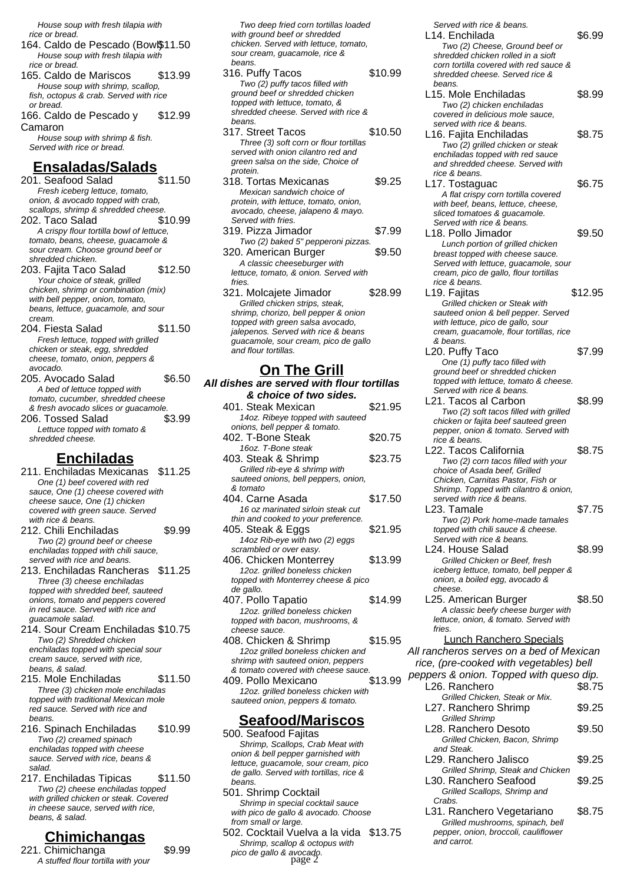House soup with fresh tilapia with rice or bread.

164. Caldo de Pescado (Bowl) $11.50
*House soup with fresh tilapia with rice or bread.*

165. Caldo de Mariscos $13.99
*House soup with shrimp, scallop, fish, octopus & crab. Served with rice or bread.*

166. Caldo de Pescado y Camaron $12.99
*House soup with shrimp & fish. Served with rice or bread.*

## Ensaladas/Salads

201. Seafood Salad $11.50
*Fresh iceberg lettuce, tomato, onion, & avocado topped with crab, scallops, shrimp & shredded cheese.*

202. Taco Salad $10.99
*A crispy flour tortilla bowl of lettuce, tomato, beans, cheese, guacamole & sour cream. Choose ground beef or shredded chicken.*

203. Fajita Taco Salad $12.50
*Your choice of steak, grilled chicken, shrimp or combination (mix) with bell pepper, onion, tomato, beans, lettuce, guacamole, and sour cream.*

204. Fiesta Salad $11.50
*Fresh lettuce, topped with grilled chicken or steak, egg, shredded cheese, tomato, onion, peppers & avocado.*

205. Avocado Salad $6.50
*A bed of lettuce topped with tomato, cucumber, shredded cheese & fresh avocado slices or guacamole.*

206. Tossed Salad $3.99
*Lettuce topped with tomato & shredded cheese.*

## Enchiladas

211. Enchiladas Mexicanas $11.25
*One (1) beef covered with red sauce, One (1) cheese covered with cheese sauce, One (1) chicken covered with green sauce. Served with rice & beans.*

212. Chili Enchiladas $9.99
*Two (2) ground beef or cheese enchiladas topped with chili sauce, served with rice and beans.*

213. Enchiladas Rancheras $11.25
*Three (3) cheese enchiladas topped with shredded beef, sauteed onions, tomato and peppers covered in red sauce. Served with rice and guacamole salad.*

214. Sour Cream Enchiladas $10.75
*Two (2) Shredded chicken enchiladas topped with special sour cream sauce, served with rice, beans, & salad.*

215. Mole Enchiladas $11.50
*Three (3) chicken mole enchiladas topped with traditional Mexican mole red sauce. Served with rice and beans.*

216. Spinach Enchiladas $10.99
*Two (2) creamed spinach enchiladas topped with cheese sauce. Served with rice, beans & salad.*

217. Enchiladas Tipicas $11.50
*Two (2) cheese enchiladas topped with grilled chicken or steak. Covered in cheese sauce, served with rice, beans, & salad.*

## Chimichangas

221. Chimichanga $9.99
*A stuffed flour tortilla with your*

*Two deep fried corn tortillas loaded with ground beef or shredded chicken. Served with lettuce, tomato, sour cream, guacamole, rice & beans.*

316. Puffy Tacos $10.99
*Two (2) puffy tacos filled with ground beef or shredded chicken topped with lettuce, tomato, & shredded cheese. Served with rice & beans.*

317. Street Tacos $10.50
*Three (3) soft corn or flour tortillas served with onion cilantro red and green salsa on the side, Choice of protein.*

318. Tortas Mexicanas $9.25
*Mexican sandwich choice of protein, with lettuce, tomato, onion, avocado, cheese, jalapeno & mayo. Served with fries.*

319. Pizza Jimador $7.99
*Two (2) baked 5" pepperoni pizzas.*

320. American Burger $9.50
*A classic cheeseburger with lettuce, tomato, & onion. Served with fries.*

321. Molcajete Jimador $28.99
*Grilled chicken strips, steak, shrimp, chorizo, bell pepper & onion topped with green salsa avocado, jalepenos. Served with rice & beans guacamole, sour cream, pico de gallo and flour tortillas.*

## On The Grill

***All dishes are served with flour tortillas & choice of two sides.***

401. Steak Mexican $21.95
*14oz. Ribeye topped with sauteed onions, bell pepper & tomato.*

402. T-Bone Steak $20.75
*16oz. T-Bone steak*

403. Steak & Shrimp $23.75
*Grilled rib-eye & shrimp with sauteed onions, bell peppers, onion, & tomato*

404. Carne Asada $17.50
*16 oz marinated sirloin steak cut thin and cooked to your preference.*

405. Steak & Eggs $21.95
*14oz Rib-eye with two (2) eggs scrambled or over easy.*

406. Chicken Monterrey $13.99
*12oz. grilled boneless chicken topped with Monterrey cheese & pico de gallo.*

407. Pollo Tapatio $14.99
*12oz. grilled boneless chicken topped with bacon, mushrooms, & cheese sauce.*

408. Chicken & Shrimp $15.95
*12oz grilled boneless chicken and shrimp with sauteed onion, peppers & tomato covered with cheese sauce.*

409. Pollo Mexicano $13.99
*12oz. grilled boneless chicken with sauteed onion, peppers & tomato.*

## Seafood/Mariscos

500. Seafood Fajitas
*Shrimp, Scallops, Crab Meat with onion & bell pepper garnished with lettuce, guacamole, sour cream, pico de gallo. Served with tortillas, rice & beans.*

501. Shrimp Cocktail
*Shrimp in special cocktail sauce with pico de gallo & avocado. Choose from small or large.*

502. Cocktail Vuelva a la vida $13.75
*Shrimp, scallop & octopus with pico de gallo & avocado.*

*Served with rice & beans.*

L14. Enchilada $6.99
*Two (2) Cheese, Ground beef or shredded chicken rolled in a sioft corn tortilla covered with red sauce & shredded cheese. Served rice & beans.*

L15. Mole Enchiladas $8.99
*Two (2) chicken enchiladas covered in delicious mole sauce, served with rice & beans.*

L16. Fajita Enchiladas $8.75
*Two (2) grilled chicken or steak enchiladas topped with red sauce and shredded cheese. Served with rice & beans.*

L17. Tostaguac $6.75
*A flat crispy corn tortilla covered with beef, beans, lettuce, cheese, sliced tomatoes & guacamole. Served with rice & beans.*

L18. Pollo Jimador $9.50
*Lunch portion of grilled chicken breast topped with cheese sauce. Served with lettuce, guacamole, sour cream, pico de gallo, flour tortillas rice & beans.*

L19. Fajitas $12.95
*Grilled chicken or Steak with sauteed onion & bell pepper. Served with lettuce, pico de gallo, sour cream, guacamole, flour tortillas, rice & beans.*

L20. Puffy Taco $7.99
*One (1) puffy taco filled with ground beef or shredded chicken topped with lettuce, tomato & cheese. Served with rice & beans.*

L21. Tacos al Carbon $8.99
*Two (2) soft tacos filled with grilled chicken or fajita beef sauteed green pepper, onion & tomato. Served with rice & beans.*

L22. Tacos California $8.75
*Two (2) corn tacos filled with your choice of Asada beef, Grilled Chicken, Carnitas Pastor, Fish or Shrimp. Topped with cilantro & onion, served with rice & beans.*

L23. Tamale $7.75
*Two (2) Pork home-made tamales topped with chili sauce & cheese. Served with rice & beans.*

L24. House Salad $8.99
*Grilled Chicken or Beef, fresh iceberg lettuce, tomato, bell pepper & onion, a boiled egg, avocado & cheese.*

L25. American Burger $8.50
*A classic beefy cheese burger with lettuce, onion, & tomato. Served with fries.*

### Lunch Ranchero Specials

*All rancheros serves on a bed of Mexican rice, (pre-cooked with vegetables) bell peppers & onion. Topped with queso dip.*

L26. Ranchero $8.75
*Grilled Chicken, Steak or Mix.*

L27. Ranchero Shrimp $9.25
*Grilled Shrimp*

L28. Ranchero Desoto $9.50
*Grilled Chicken, Bacon, Shrimp and Steak.*

L29. Ranchero Jalisco $9.25
*Grilled Shrimp, Steak and Chicken*

L30. Ranchero Seafood $9.25
*Grilled Scallops, Shrimp and Crabs.*

L31. Ranchero Vegetariano $8.75
*Grilled mushrooms, spinach, bell pepper, onion, broccoli, cauliflower and carrot.*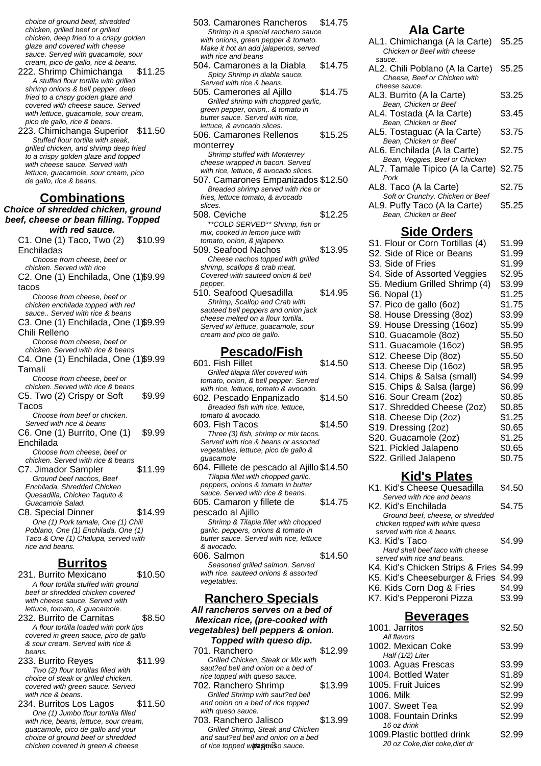*choice of ground beef, shredded chicken, grilled beef or grilled chicken, deep fried to a crispy golden glaze and covered with cheese sauce. Served with guacamole, sour cream, pico de gallo, rice & beans.*

222. Shrimp Chimichanga $11.25
*A stuffed flour tortilla with grilled shrimp onions & bell pepper, deep fried to a crispy golden glaze and covered with cheese sauce. Served with lettuce, guacamole, sour cream, pico de gallo, rice & beans.*

223. Chimichanga Superior $11.50
*Stuffed flour tortilla with steak, grilled chicken, and shrimp deep fried to a crispy golden glaze and topped with cheese sauce. Served with lettuce, guacamole, sour cream, pico de gallo, rice & beans.*

## Combinations

**Choice of shredded chicken, ground beef, cheese or bean filling. Topped with red sauce.**

C1. One (1) Taco, Two (2) Enchiladas $10.99
*Choose from cheese, beef or chicken. Served with rice*

C2. One (1) Enchilada, One (1) tacos $9.99
*Choose from cheese, beef or chicken enchilada topped with red sauce.. Served with rice & beans*

C3. One (1) Enchilada, One (1) Chili Relleno $9.99
*Choose from cheese, beef or chicken. Served with rice & beans*

C4. One (1) Enchilada, One (1) Tamali $9.99
*Choose from cheese, beef or chicken. Served with rice & beans*

C5. Two (2) Crispy or Soft Tacos $9.99
*Choose from beef or chicken. Served with rice & beans*

C6. One (1) Burrito, One (1) Enchilada $9.99
*Choose from cheese, beef or chicken. Served with rice & beans*

C7. Jimador Sampler $11.99
*Ground beef nachos, Beef Enchilada, Shredded Chicken Quesadilla, Chicken Taquito & Guacamole Salad.*

C8. Special Dinner $14.99
*One (1) Pork tamale, One (1) Chili Poblano, One (1) Enchilada, One (1) Taco & One (1) Chalupa, served with rice and beans.*

## Burritos

231. Burrito Mexicano $10.50
*A flour tortilla stuffed with ground beef or shredded chicken covered with cheese sauce. Served with lettuce, tomato, & guacamole.*

232. Burrito de Carnitas $8.50
*A flour tortilla loaded with pork tips covered in green sauce, pico de gallo & sour cream. Served with rice & beans.*

233. Burrito Reyes $11.99
*Two (2) flour tortillas filled with choice of steak or grilled chicken, covered with green sauce. Served with rice & beans.*

234. Burritos Los Lagos $11.50
*One (1) Jumbo flour tortilla filled with rice, beans, lettuce, sour cream, guacamole, pico de gallo and your choice of ground beef or shredded chicken covered in green & cheese*

503. Camarones Rancheros $14.75
*Shrimp in a special ranchero sauce with onions, green pepper & tomato. Make it hot an add jalapenos, served with rice and beans*

504. Camarones a la Diabla $14.75
*Spicy Shrimp in diabla sauce. Served with rice & beans.*

505. Camerones al Ajillo $14.75
*Grilled shrimp with choppred garlic, green pepper, onion,. & tomato in butter sauce. Served with rice, lettuce, & avocado slices.*

506. Camarones Rellenos monterrey $15.25
*Shrimp stuffed with Monterrey cheese wrapped in bacon. Served with rice, lettuce, & avocado slices.*

507. Camarones Empanizados $12.50
*Breaded shrimp served with rice or fries, lettuce tomato, & avocado slices.*

508. Ceviche $12.25
*\*\*COLD SERVED\*\* Shrimp, fish or mix, cooked in lemon juice with tomato, onion, & jajapeno.*

509. Seafood Nachos $13.95
*Cheese nachos topped with grilled shrimp, scallops & crab meat. Covered with sauteed onion & bell pepper.*

510. Seafood Quesadilla $14.95
*Shrimp, Scallop and Crab with sauteed bell peppers and onion jack cheese melted on a flour tortilla. Served w/ lettuce, guacamole, sour cream and pico de gallo.*

## Pescado/Fish

601. Fish Fillet $14.50
*Grilled tilapia fillet covered with tomato, onion, & bell pepper. Served with rice, lettuce, tomato & avocado.*

602. Pescado Enpanizado $14.50
*Breaded fish with rice, lettuce, tomato & avocado.*

603. Fish Tacos $14.50
*Three (3) fish, shrimp or mix tacos. Served with rice & beans or assorted vegetables, lettuce, pico de gallo & guacamole*

604. Fillete de pescado al Ajillo $14.50
*Tilapia fillet with chopped garlic, peppers, onions & tomato in butter sauce. Served with rice & beans.*

605. Camaron y fillete de pescado al Ajillo $14.75
*Shrimp & Tilapia fillet with chopped garlic. peppers, onions & tomato in butter sauce. Served with rice, lettuce & avocado.*

606. Salmon $14.50
*Seasoned grilled salmon. Served with rice. sauteed onions & assorted vegetables.*

## Ranchero Specials

**All rancheros serves on a bed of Mexican rice, (pre-cooked with vegetables) bell peppers & onion. Topped with queso dip.**

701. Ranchero $12.99
*Grilled Chicken, Steak or Mix with saut?ed bell and onion on a bed of rice topped with queso sauce.*

702. Ranchero Shrimp $13.99
*Grilled Shrimp with saut?ed bell and onion on a bed of rice topped with queso sauce.*

703. Ranchero Jalisco $13.99
*Grilled Shrimp, Steak and Chicken and saut?ed bell and onion on a bed of rice topped with queso sauce.*

## Ala Carte

| Item | Price |
| --- | --- |
| AL1. Chimichanga (A la Carte) *Chicken or Beef with cheese sauce.* | $5.25 |
| AL2. Chili Poblano (A la Carte) *Cheese, Beef or Chicken with cheese sauce.* | $5.25 |
| AL3. Burrito (A la Carte) *Bean, Chicken or Beef* | $3.25 |
| AL4. Tostada (A la Carte) *Bean, Chicken or Beef* | $3.45 |
| AL5. Tostaguac (A la Carte) *Bean, Chicken or Beef* | $3.75 |
| AL6. Enchilada (A la Carte) *Bean, Veggies, Beef or Chicken* | $2.75 |
| AL7. Tamale Tipico (A la Carte) *Pork* | $2.75 |
| AL8. Taco (A la Carte) *Soft or Crunchy, Chicken or Beef* | $2.75 |
| AL9. Puffy Taco (A la Carte) *Bean, Chicken or Beef* | $5.25 |

## Side Orders

| Item | Price |
| --- | --- |
| S1. Flour or Corn Tortillas (4) | $1.99 |
| S2. Side of Rice or Beans | $1.99 |
| S3. Side of Fries | $1.99 |
| S4. Side of Assorted Veggies | $2.95 |
| S5. Medium Grilled Shrimp (4) | $3.99 |
| S6. Nopal (1) | $1.25 |
| S7. Pico de gallo (6oz) | $1.75 |
| S8. House Dressing (8oz) | $3.99 |
| S9. House Dressing (16oz) | $5.99 |
| S10. Guacamole (8oz) | $5.50 |
| S11. Guacamole (16oz) | $8.95 |
| S12. Cheese Dip (8oz) | $5.50 |
| S13. Cheese Dip (16oz) | $8.95 |
| S14. Chips & Salsa (small) | $4.99 |
| S15. Chips & Salsa (large) | $6.99 |
| S16. Sour Cream (2oz) | $0.85 |
| S17. Shredded Cheese (2oz) | $0.85 |
| S18. Cheese Dip (2oz) | $1.25 |
| S19. Dressing (2oz) | $0.65 |
| S20. Guacamole (2oz) | $1.25 |
| S21. Pickled Jalapeno | $0.65 |
| S22. Grilled Jalapeno | $0.75 |

## Kid's Plates

| Item | Price |
| --- | --- |
| K1. Kid's Cheese Quesadilla *Served with rice and beans* | $4.50 |
| K2. Kid's Enchilada *Ground beef, cheese, or shredded chicken topped with white queso served with rice & beans.* | $4.75 |
| K3. Kid's Taco *Hard shell beef taco with cheese served with rice and beans.* | $4.99 |
| K4. Kid's Chicken Strips & Fries | $4.99 |
| K5. Kid's Cheeseburger & Fries | $4.99 |
| K6. Kids Corn Dog & Fries | $4.99 |
| K7. Kid's Pepperoni Pizza | $3.99 |

## Beverages

| Item | Price |
| --- | --- |
| 1001. Jarritos *All flavors* | $2.50 |
| 1002. Mexican Coke *Half (1/2) Liter* | $3.99 |
| 1003. Aguas Frescas | $3.99 |
| 1004. Bottled Water | $1.89 |
| 1005. Fruit Juices | $2.99 |
| 1006. Milk | $2.99 |
| 1007. Sweet Tea | $2.99 |
| 1008. Fountain Drinks *16 oz drink* | $2.99 |
| 1009.Plastic bottled drink *20 oz Coke,diet coke,diet dr* | $2.99 |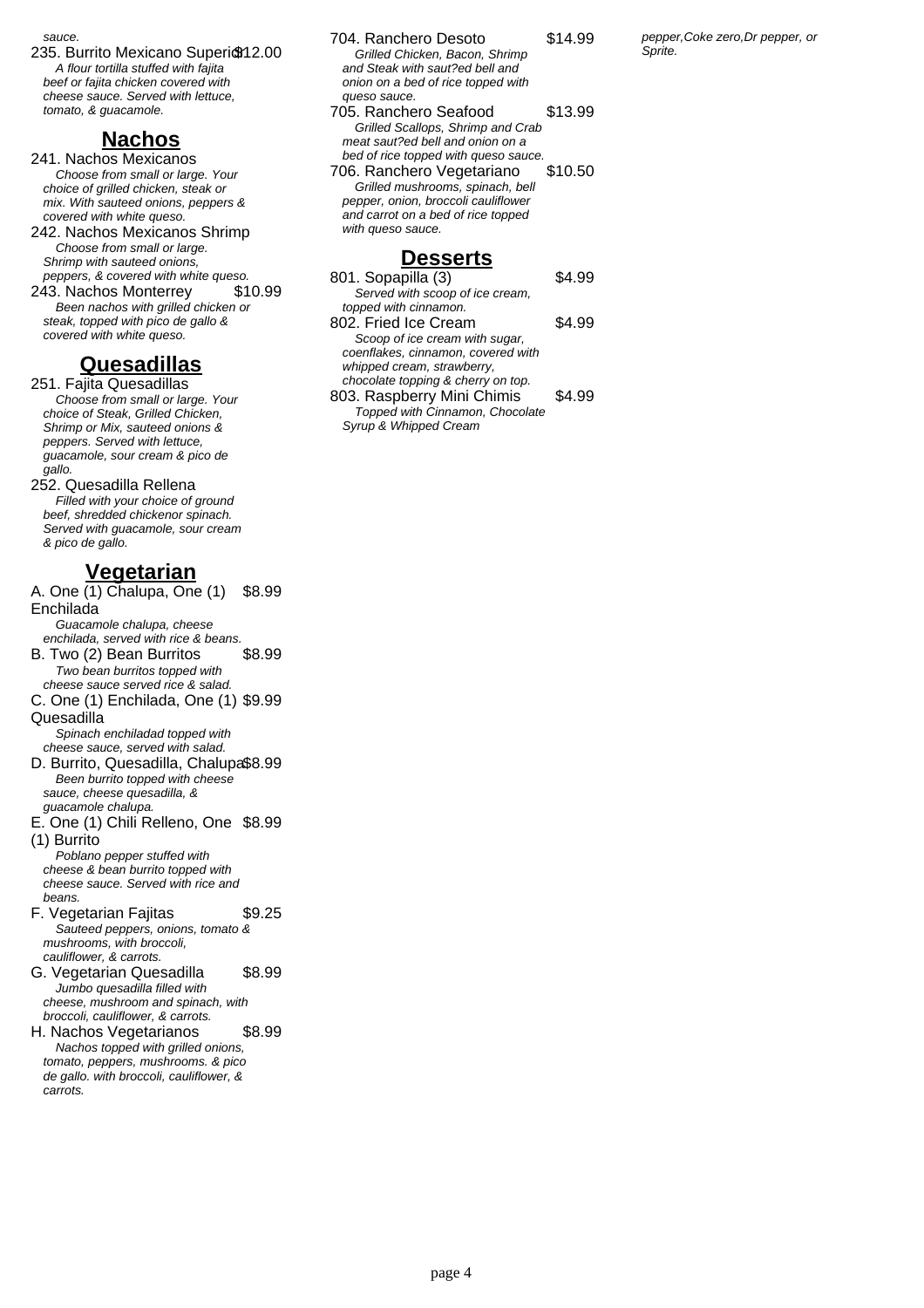*sauce.*

235. Burrito Mexicano Superior $12.00
*A flour tortilla stuffed with fajita beef or fajita chicken covered with cheese sauce. Served with lettuce, tomato, & guacamole.*

## Nachos

241. Nachos Mexicanos
*Choose from small or large. Your choice of grilled chicken, steak or mix. With sauteed onions, peppers & covered with white queso.*

242. Nachos Mexicanos Shrimp
*Choose from small or large. Shrimp with sauteed onions, peppers, & covered with white queso.*

243. Nachos Monterrey $10.99
*Been nachos with grilled chicken or steak, topped with pico de gallo & covered with white queso.*

## Quesadillas

251. Fajita Quesadillas
*Choose from small or large. Your choice of Steak, Grilled Chicken, Shrimp or Mix, sauteed onions & peppers. Served with lettuce, guacamole, sour cream & pico de gallo.*

252. Quesadilla Rellena
*Filled with your choice of ground beef, shredded chickenor spinach. Served with guacamole, sour cream & pico de gallo.*

## Vegetarian

A. One (1) Chalupa, One (1) Enchilada $8.99
*Guacamole chalupa, cheese enchilada, served with rice & beans.*

B. Two (2) Bean Burritos $8.99
*Two bean burritos topped with cheese sauce served rice & salad.*

C. One (1) Enchilada, One (1) Quesadilla $9.99
*Spinach enchiladad topped with cheese sauce, served with salad.*

D. Burrito, Quesadilla, Chalupa $8.99
*Been burrito topped with cheese sauce, cheese quesadilla, & guacamole chalupa.*

E. One (1) Chili Relleno, One (1) Burrito $8.99
*Poblano pepper stuffed with cheese & bean burrito topped with cheese sauce. Served with rice and beans.*

F. Vegetarian Fajitas $9.25
*Sauteed peppers, onions, tomato & mushrooms, with broccoli, cauliflower, & carrots.*

G. Vegetarian Quesadilla $8.99
*Jumbo quesadilla filled with cheese, mushroom and spinach, with broccoli, cauliflower, & carrots.*

H. Nachos Vegetarianos $8.99
*Nachos topped with grilled onions, tomato, peppers, mushrooms. & pico de gallo. with broccoli, cauliflower, & carrots.*

704. Ranchero Desoto $14.99
*Grilled Chicken, Bacon, Shrimp and Steak with saut?ed bell and onion on a bed of rice topped with queso sauce.*

705. Ranchero Seafood $13.99
*Grilled Scallops, Shrimp and Crab meat saut?ed bell and onion on a bed of rice topped with queso sauce.*

706. Ranchero Vegetariano $10.50
*Grilled mushrooms, spinach, bell pepper, onion, broccoli cauliflower and carrot on a bed of rice topped with queso sauce.*

## Desserts

801. Sopapilla (3) $4.99
*Served with scoop of ice cream, topped with cinnamon.*

802. Fried Ice Cream $4.99
*Scoop of ice cream with sugar, coenflakes, cinnamon, covered with whipped cream, strawberry, chocolate topping & cherry on top.*

803. Raspberry Mini Chimis $4.99
*Topped with Cinnamon, Chocolate Syrup & Whipped Cream*

*pepper,Coke zero,Dr pepper, or Sprite.*